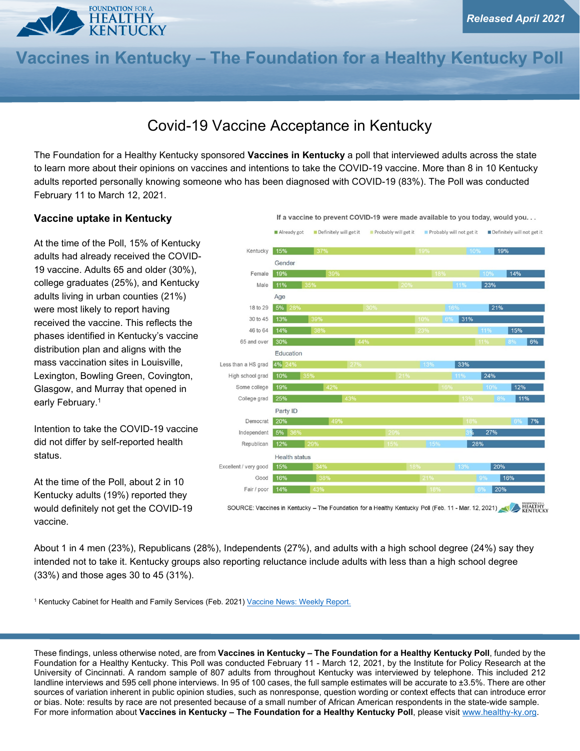Released April 2021

# Vaccines in Kentucky – The Foundation for a Healthy Kentucky Poll

## Covid-19 Vaccine Acceptance in Kentucky

The Foundation for a Healthy Kentucky sponsored **Vaccines in Kentucky** a poll that interviewed adults across the state to learn more about their opinions on vaccines and intentions to take the COVID-19 vaccine. More than 8 in 10 Kentucky adults reported personally knowing someone who has been diagnosed with COVID-19 (83%). The Poll was conducted February 11 to March 12, 2021.

### Vaccine uptake in Kentucky

At the time of the Poll, 15% of Kentucky adults had already received the COVID-19 vaccine. Adults 65 and older (30%), college graduates (25%), and Kentucky adults living in urban counties (21%) were most likely to report having received the vaccine. This reflects the phases identified in Kentucky's vaccine distribution plan and aligns with the mass vaccination sites in Louisville, Lexington, Bowling Green, Covington, Glasgow, and Murray that opened in early February.[1]

Intention to take the COVID-19 vaccine did not differ by self-reported health status.

At the time of the Poll, about 2 in 10 Kentucky adults (19%) reported they would definitely not get the COVID-19 vaccine.

If a vaccine to prevent COVID-19 were made available to you today, would you. . .

| | Already got | Definitely will get it | Probably will get it | Probably will not get it | Definitely will not get it |
|---|---|---|---|---|---|
| Kentucky | 15% | 37% | 19% | 10% | 19% |
| **Gender** | | | | | |
| Female | 19% | 39% | 18% | 10% | 14% |
| Male | 11% | 35% | 20% | 11% | 23% |
| **Age** | | | | | |
| 18 to 29 | 5% | 28% | 30% | 16% | 21% |
| 30 to 45 | 13% | 39% | 10% | 6% | 31% |
| 46 to 64 | 14% | 38% | 23% | 11% | 15% |
| 65 and over | 30% | 44% | 11% | 8% | 6% |
| **Education** | | | | | |
| Less than a HS grad | 4% | 24% | 27% | 13% | 33% |
| High school grad | 10% | 35% | 21% | 11% | 24% |
| Some college | 19% | 42% | 16% | 10% | 12% |
| College grad | 25% | 43% | 13% | 8% | 11% |
| **Party ID** | | | | | |
| Democrat | 20% | 49% | 18% | 6% | 7% |
| Independent | 5% | 36% | 29% | 3% | 27% |
| Republican | 12% | 29% | 15% | 15% | 28% |
| **Health status** | | | | | |
| Excellent / very good | 15% | 34% | 18% | 13% | 20% |
| Good | 16% | 38% | 21% | 9% | 16% |
| Fair / poor | 14% | 43% | 18% | 6% | 20% |

SOURCE: Vaccines in Kentucky – The Foundation for a Healthy Kentucky Poll (Feb. 11 - Mar. 12, 2021)

About 1 in 4 men (23%), Republicans (28%), Independents (27%), and adults with a high school degree (24%) say they intended not to take it. Kentucky groups also reporting reluctance include adults with less than a high school degree (33%) and those ages 30 to 45 (31%).

[1] Kentucky Cabinet for Health and Family Services (Feb. 2021) Vaccine News: Weekly Report.

These findings, unless otherwise noted, are from **Vaccines in Kentucky – The Foundation for a Healthy Kentucky Poll**, funded by the Foundation for a Healthy Kentucky. This Poll was conducted February 11 - March 12, 2021, by the Institute for Policy Research at the University of Cincinnati. A random sample of 807 adults from throughout Kentucky was interviewed by telephone. This included 212 landline interviews and 595 cell phone interviews. In 95 of 100 cases, the full sample estimates will be accurate to ±3.5%. There are other sources of variation inherent in public opinion studies, such as nonresponse, question wording or context effects that can introduce error or bias. Note: results by race are not presented because of a small number of African American respondents in the state-wide sample. For more information about **Vaccines in Kentucky – The Foundation for a Healthy Kentucky Poll**, please visit www.healthy-ky.org.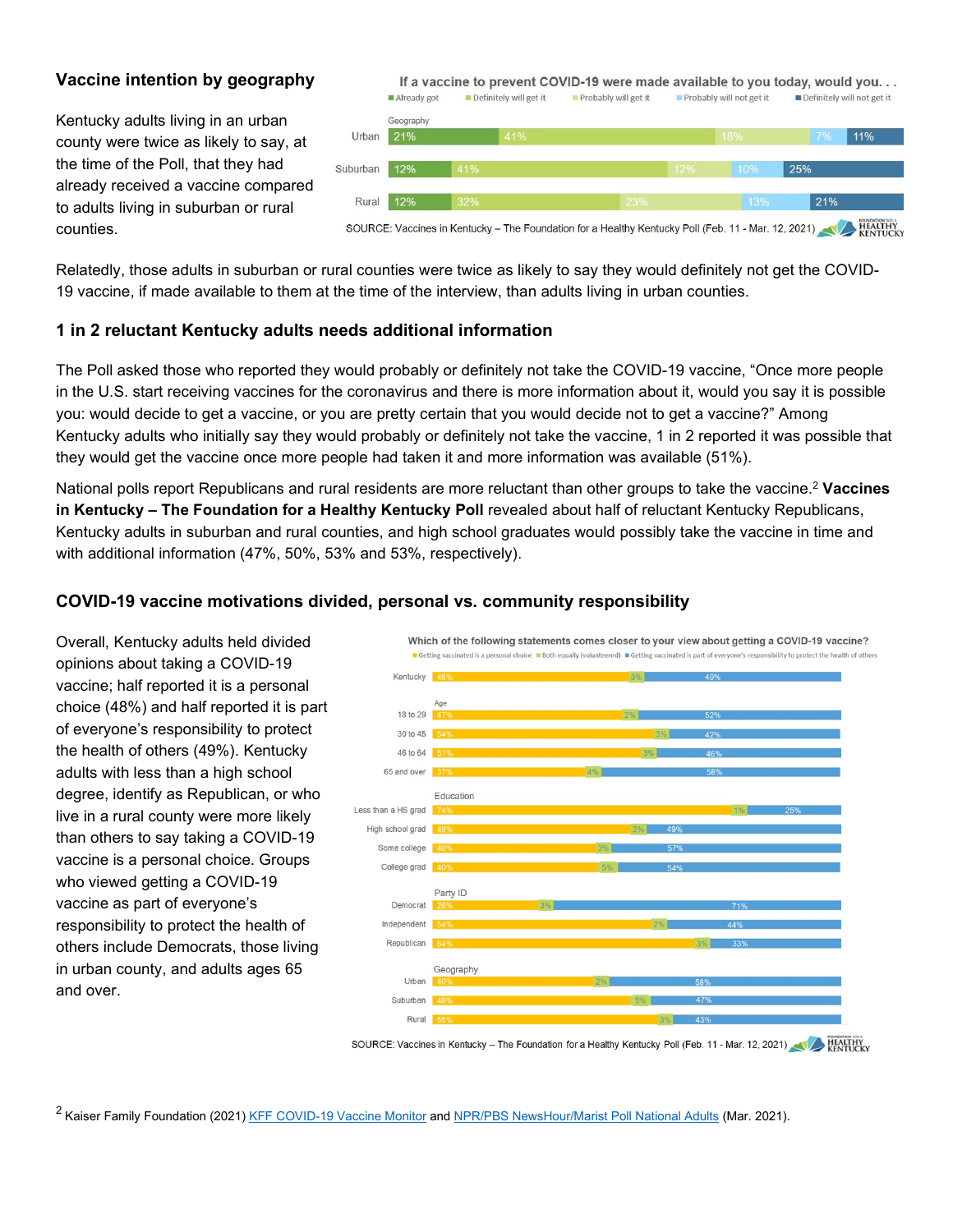## Vaccine intention by geography

Kentucky adults living in an urban county were twice as likely to say, at the time of the Poll, that they had already received a vaccine compared to adults living in suburban or rural counties.

If a vaccine to prevent COVID-19 were made available to you today, would you. . .

Already got | Definitely will get it | Probably will get it | Probably will not get it | Definitely will not get it

Geography

Urban 21% 41% 18% 7% 11%

Suburban 12% 41% 12% 10% 25%

Rural 12% 32% 23% 13% 21%

SOURCE: Vaccines in Kentucky – The Foundation for a Healthy Kentucky Poll (Feb. 11 - Mar. 12, 2021)

Relatedly, those adults in suburban or rural counties were twice as likely to say they would definitely not get the COVID-19 vaccine, if made available to them at the time of the interview, than adults living in urban counties.

## 1 in 2 reluctant Kentucky adults needs additional information

The Poll asked those who reported they would probably or definitely not take the COVID-19 vaccine, "Once more people in the U.S. start receiving vaccines for the coronavirus and there is more information about it, would you say it is possible you: would decide to get a vaccine, or you are pretty certain that you would decide not to get a vaccine?" Among Kentucky adults who initially say they would probably or definitely not take the vaccine, 1 in 2 reported it was possible that they would get the vaccine once more people had taken it and more information was available (51%).

National polls report Republicans and rural residents are more reluctant than other groups to take the vaccine.[2] **Vaccines in Kentucky – The Foundation for a Healthy Kentucky Poll** revealed about half of reluctant Kentucky Republicans, Kentucky adults in suburban and rural counties, and high school graduates would possibly take the vaccine in time and with additional information (47%, 50%, 53% and 53%, respectively).

## COVID-19 vaccine motivations divided, personal vs. community responsibility

Overall, Kentucky adults held divided opinions about taking a COVID-19 vaccine; half reported it is a personal choice (48%) and half reported it is part of everyone's responsibility to protect the health of others (49%). Kentucky adults with less than a high school degree, identify as Republican, or who live in a rural county were more likely than others to say taking a COVID-19 vaccine is a personal choice. Groups who viewed getting a COVID-19 vaccine as part of everyone's responsibility to protect the health of others include Democrats, those living in urban county, and adults ages 65 and over.

Which of the following statements comes closer to your view about getting a COVID-19 vaccine?

Getting vaccinated is a personal choice | Both equally (volunteered) | Getting vaccinated is part of everyone's responsibility to protect the health of others

Kentucky 48% 3% 49%

Age

18 to 29 47% 2% 52%

30 to 45 54% 3% 42%

46 to 64 51% 3% 46%

65 and over 37% 4% 58%

Education

Less than a HS grad 74% 1% 25%

High school grad 49% 2% 49%

Some college 40% 3% 57%

College grad 40% 5% 54%

Party ID

Democrat 26% 3% 71%

Independent 54% 2% 44%

Republican 64% 3% 33%

Geography

Urban 40% 2% 58%

Suburban 48% 5% 47%

Rural 55% 3% 43%

SOURCE: Vaccines in Kentucky – The Foundation for a Healthy Kentucky Poll (Feb. 11 - Mar. 12, 2021)

[2] Kaiser Family Foundation (2021) KFF COVID-19 Vaccine Monitor and NPR/PBS NewsHour/Marist Poll National Adults (Mar. 2021).